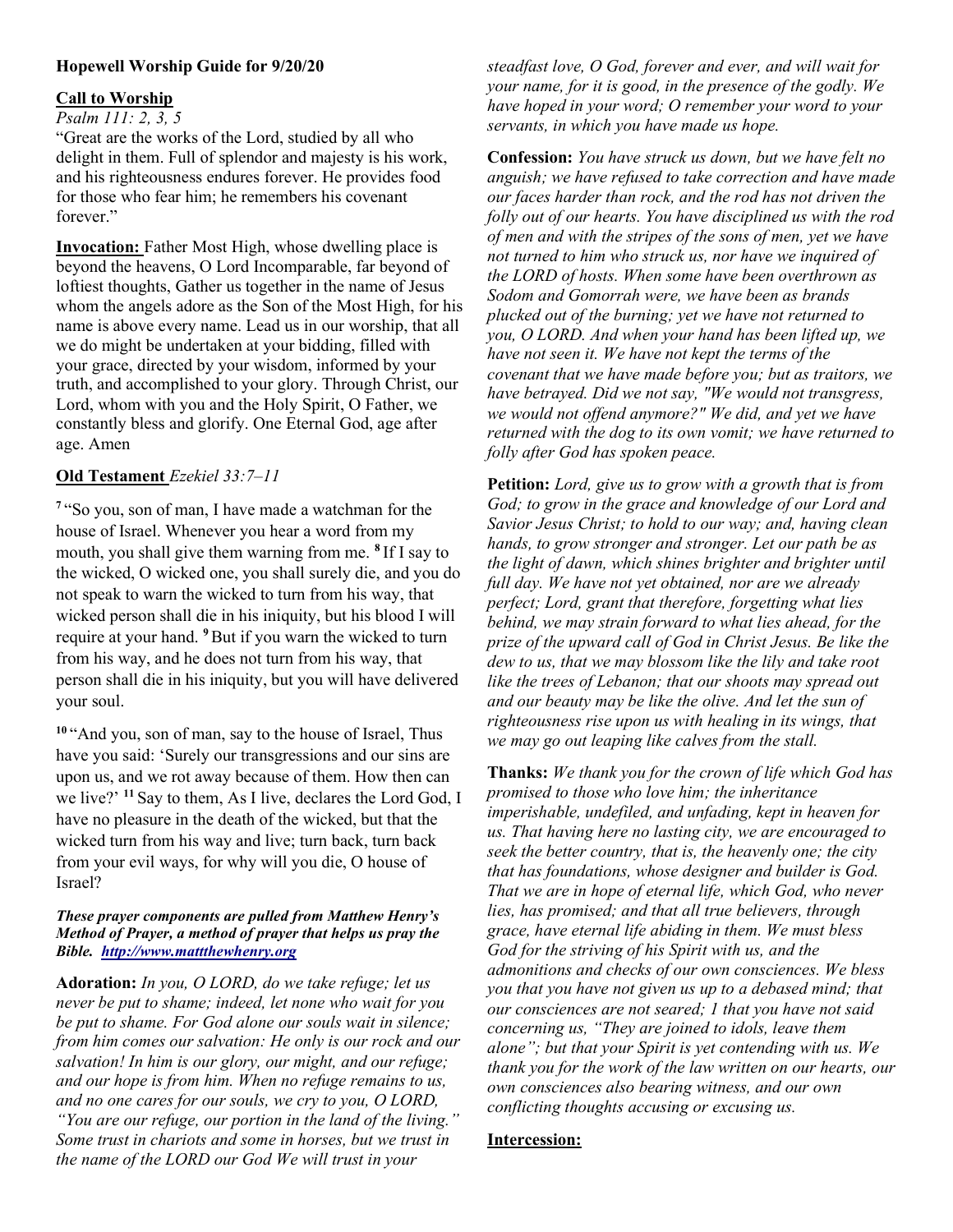**Hopewell Worship Guide for 9/20/20**

**Call to Worship**

*Psalm 111: 2, 3, 5*

"Great are the works of the Lord, studied by all who delight in them. Full of splendor and majesty is his work, and his righteousness endures forever. He provides food for those who fear him; he remembers his covenant forever."

**Invocation:** Father Most High, whose dwelling place is beyond the heavens, O Lord Incomparable, far beyond of loftiest thoughts, Gather us together in the name of Jesus whom the angels adore as the Son of the Most High, for his name is above every name. Lead us in our worship, that all we do might be undertaken at your bidding, filled with your grace, directed by your wisdom, informed by your truth, and accomplished to your glory. Through Christ, our Lord, whom with you and the Holy Spirit, O Father, we constantly bless and glorify. One Eternal God, age after age. Amen

**Old Testament** *Ezekiel 33:7–11*

[7] "So you, son of man, I have made a watchman for the house of Israel. Whenever you hear a word from my mouth, you shall give them warning from me. [8] If I say to the wicked, O wicked one, you shall surely die, and you do not speak to warn the wicked to turn from his way, that wicked person shall die in his iniquity, but his blood I will require at your hand. [9] But if you warn the wicked to turn from his way, and he does not turn from his way, that person shall die in his iniquity, but you will have delivered your soul.

[10] "And you, son of man, say to the house of Israel, Thus have you said: 'Surely our transgressions and our sins are upon us, and we rot away because of them. How then can we live?' [11] Say to them, As I live, declares the Lord God, I have no pleasure in the death of the wicked, but that the wicked turn from his way and live; turn back, turn back from your evil ways, for why will you die, O house of Israel?

***These prayer components are pulled from Matthew Henry's Method of Prayer, a method of prayer that helps us pray the Bible. http://www.mattthewhenry.org***

**Adoration:** *In you, O LORD, do we take refuge; let us never be put to shame; indeed, let none who wait for you be put to shame. For God alone our souls wait in silence; from him comes our salvation: He only is our rock and our salvation! In him is our glory, our might, and our refuge; and our hope is from him. When no refuge remains to us, and no one cares for our souls, we cry to you, O LORD, "You are our refuge, our portion in the land of the living." Some trust in chariots and some in horses, but we trust in the name of the LORD our God We will trust in your steadfast love, O God, forever and ever, and will wait for your name, for it is good, in the presence of the godly. We have hoped in your word; O remember your word to your servants, in which you have made us hope.*

**Confession:** *You have struck us down, but we have felt no anguish; we have refused to take correction and have made our faces harder than rock, and the rod has not driven the folly out of our hearts. You have disciplined us with the rod of men and with the stripes of the sons of men, yet we have not turned to him who struck us, nor have we inquired of the LORD of hosts. When some have been overthrown as Sodom and Gomorrah were, we have been as brands plucked out of the burning; yet we have not returned to you, O LORD. And when your hand has been lifted up, we have not seen it. We have not kept the terms of the covenant that we have made before you; but as traitors, we have betrayed. Did we not say, "We would not transgress, we would not offend anymore?" We did, and yet we have returned with the dog to its own vomit; we have returned to folly after God has spoken peace.*

**Petition:** *Lord, give us to grow with a growth that is from God; to grow in the grace and knowledge of our Lord and Savior Jesus Christ; to hold to our way; and, having clean hands, to grow stronger and stronger. Let our path be as the light of dawn, which shines brighter and brighter until full day. We have not yet obtained, nor are we already perfect; Lord, grant that therefore, forgetting what lies behind, we may strain forward to what lies ahead, for the prize of the upward call of God in Christ Jesus. Be like the dew to us, that we may blossom like the lily and take root like the trees of Lebanon; that our shoots may spread out and our beauty may be like the olive. And let the sun of righteousness rise upon us with healing in its wings, that we may go out leaping like calves from the stall.*

**Thanks:** *We thank you for the crown of life which God has promised to those who love him; the inheritance imperishable, undefiled, and unfading, kept in heaven for us. That having here no lasting city, we are encouraged to seek the better country, that is, the heavenly one; the city that has foundations, whose designer and builder is God. That we are in hope of eternal life, which God, who never lies, has promised; and that all true believers, through grace, have eternal life abiding in them. We must bless God for the striving of his Spirit with us, and the admonitions and checks of our own consciences. We bless you that you have not given us up to a debased mind; that our consciences are not seared; 1 that you have not said concerning us, "They are joined to idols, leave them alone"; but that your Spirit is yet contending with us. We thank you for the work of the law written on our hearts, our own consciences also bearing witness, and our own conflicting thoughts accusing or excusing us.*

**Intercession:**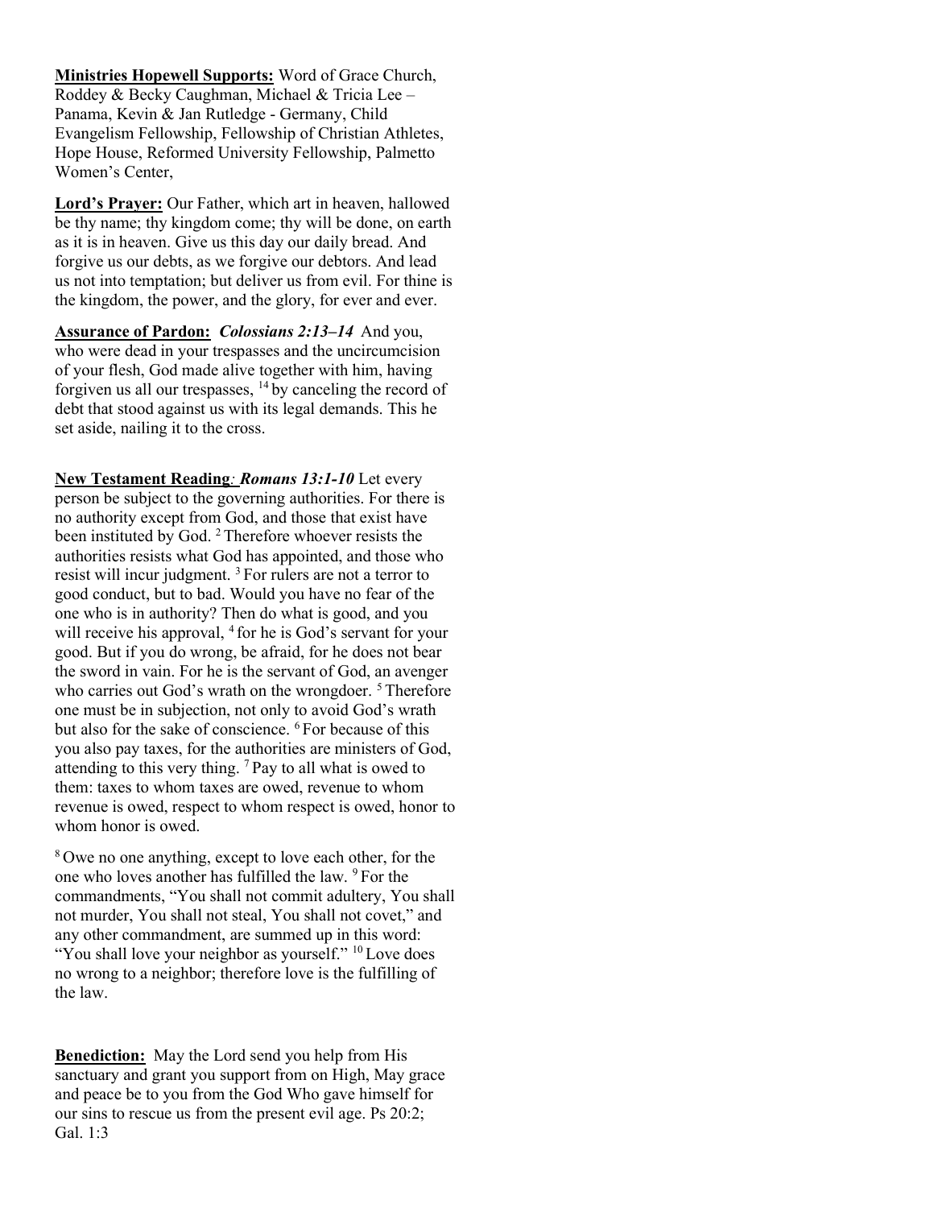**Ministries Hopewell Supports:** Word of Grace Church, Roddey & Becky Caughman, Michael & Tricia Lee – Panama, Kevin & Jan Rutledge - Germany, Child Evangelism Fellowship, Fellowship of Christian Athletes, Hope House, Reformed University Fellowship, Palmetto Women's Center,

**Lord's Prayer:** Our Father, which art in heaven, hallowed be thy name; thy kingdom come; thy will be done, on earth as it is in heaven. Give us this day our daily bread. And forgive us our debts, as we forgive our debtors. And lead us not into temptation; but deliver us from evil. For thine is the kingdom, the power, and the glory, for ever and ever.

**Assurance of Pardon:** ***Colossians 2:13–14*** And you, who were dead in your trespasses and the uncircumcision of your flesh, God made alive together with him, having forgiven us all our trespasses, [14] by canceling the record of debt that stood against us with its legal demands. This he set aside, nailing it to the cross.

**New Testament Reading*: Romans 13:1-10*** Let every person be subject to the governing authorities. For there is no authority except from God, and those that exist have been instituted by God. [2] Therefore whoever resists the authorities resists what God has appointed, and those who resist will incur judgment. [3] For rulers are not a terror to good conduct, but to bad. Would you have no fear of the one who is in authority? Then do what is good, and you will receive his approval, [4] for he is God's servant for your good. But if you do wrong, be afraid, for he does not bear the sword in vain. For he is the servant of God, an avenger who carries out God's wrath on the wrongdoer. [5] Therefore one must be in subjection, not only to avoid God's wrath but also for the sake of conscience. [6] For because of this you also pay taxes, for the authorities are ministers of God, attending to this very thing. [7] Pay to all what is owed to them: taxes to whom taxes are owed, revenue to whom revenue is owed, respect to whom respect is owed, honor to whom honor is owed.

[8] Owe no one anything, except to love each other, for the one who loves another has fulfilled the law. [9] For the commandments, "You shall not commit adultery, You shall not murder, You shall not steal, You shall not covet," and any other commandment, are summed up in this word: "You shall love your neighbor as yourself." [10] Love does no wrong to a neighbor; therefore love is the fulfilling of the law.

**Benediction:** May the Lord send you help from His sanctuary and grant you support from on High, May grace and peace be to you from the God Who gave himself for our sins to rescue us from the present evil age. Ps 20:2; Gal. 1:3